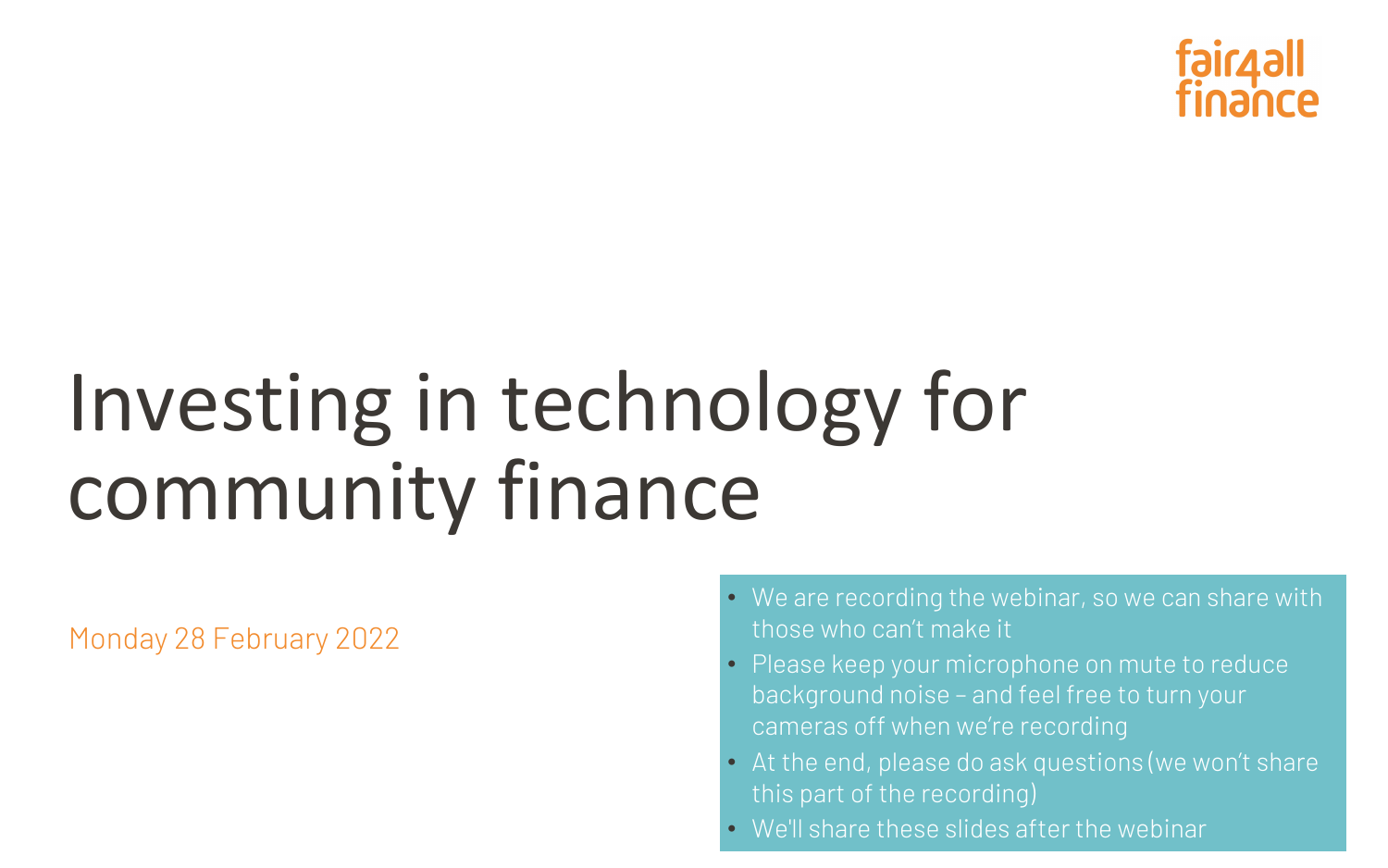fair4all finance

# Investing in technology for community finance

Monday 28 February 2022

- We are recording the webinar, so we can share with those who can't make it
- Please keep your microphone on mute to reduce background noise – and feel free to turn your cameras off when we're recording
- At the end, please do ask questions (we won't share this part of the recording)
- We'll share these slides after the webinar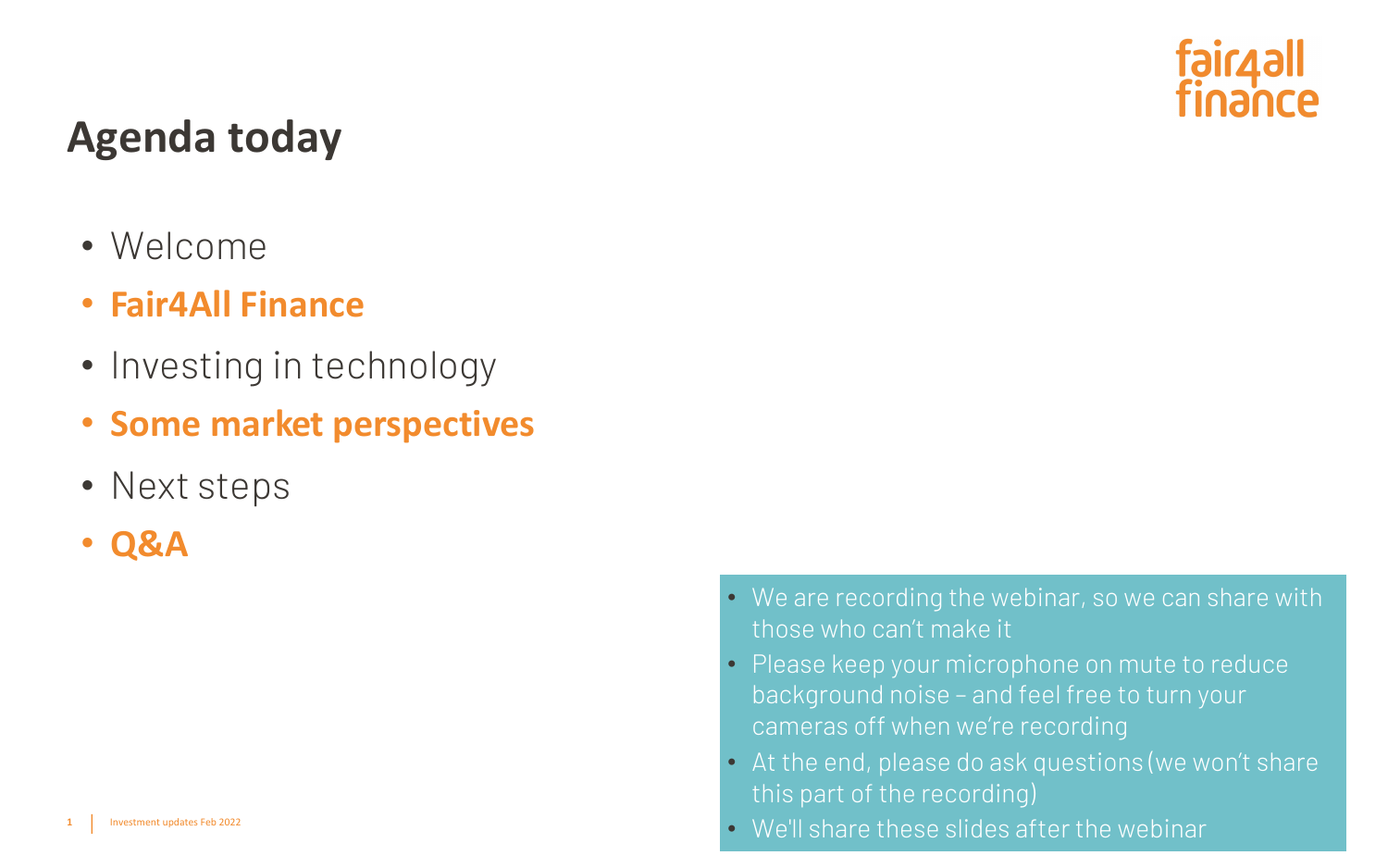# Agenda today

- Welcome
- **Fair4All Finance**
- Investing in technology
- **Some market perspectives**
- Next steps
- **Q&A**

- We are recording the webinar, so we can share with those who can't make it
- Please keep your microphone on mute to reduce background noise – and feel free to turn your cameras off when we're recording
- At the end, please do ask questions (we won't share this part of the recording)
- We'll share these slides after the webinar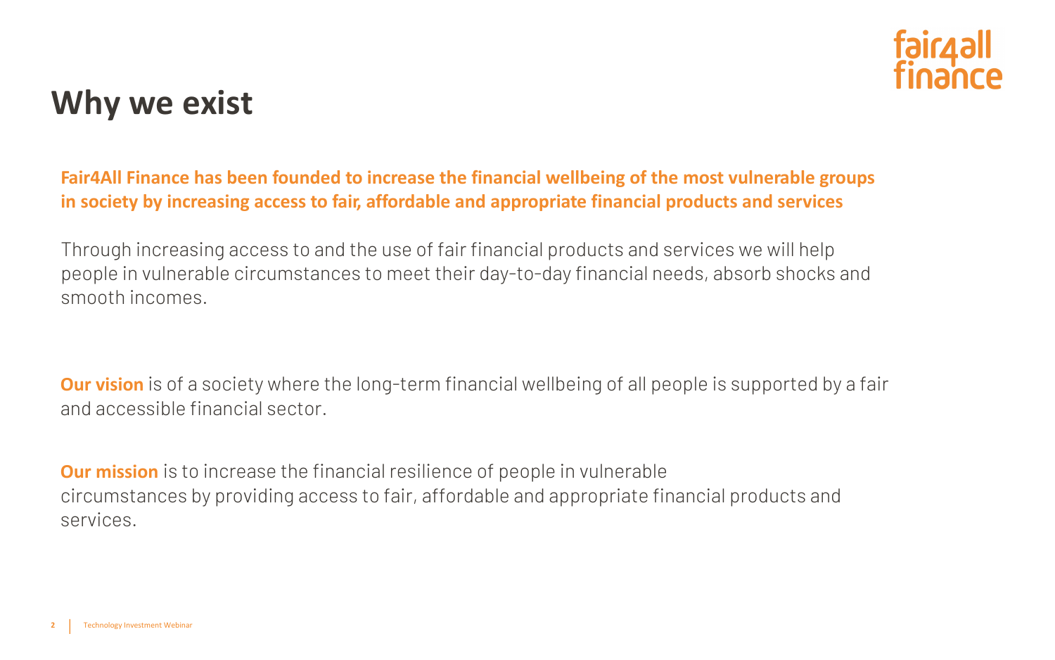# Why we exist

**Fair4All Finance has been founded to increase the financial wellbeing of the most vulnerable groups in society by increasing access to fair, affordable and appropriate financial products and services**

Through increasing access to and the use of fair financial products and services we will help people in vulnerable circumstances to meet their day-to-day financial needs, absorb shocks and smooth incomes.

**Our vision** is of a society where the long-term financial wellbeing of all people is supported by a fair and accessible financial sector.

**Our mission** is to increase the financial resilience of people in vulnerable circumstances by providing access to fair, affordable and appropriate financial products and services.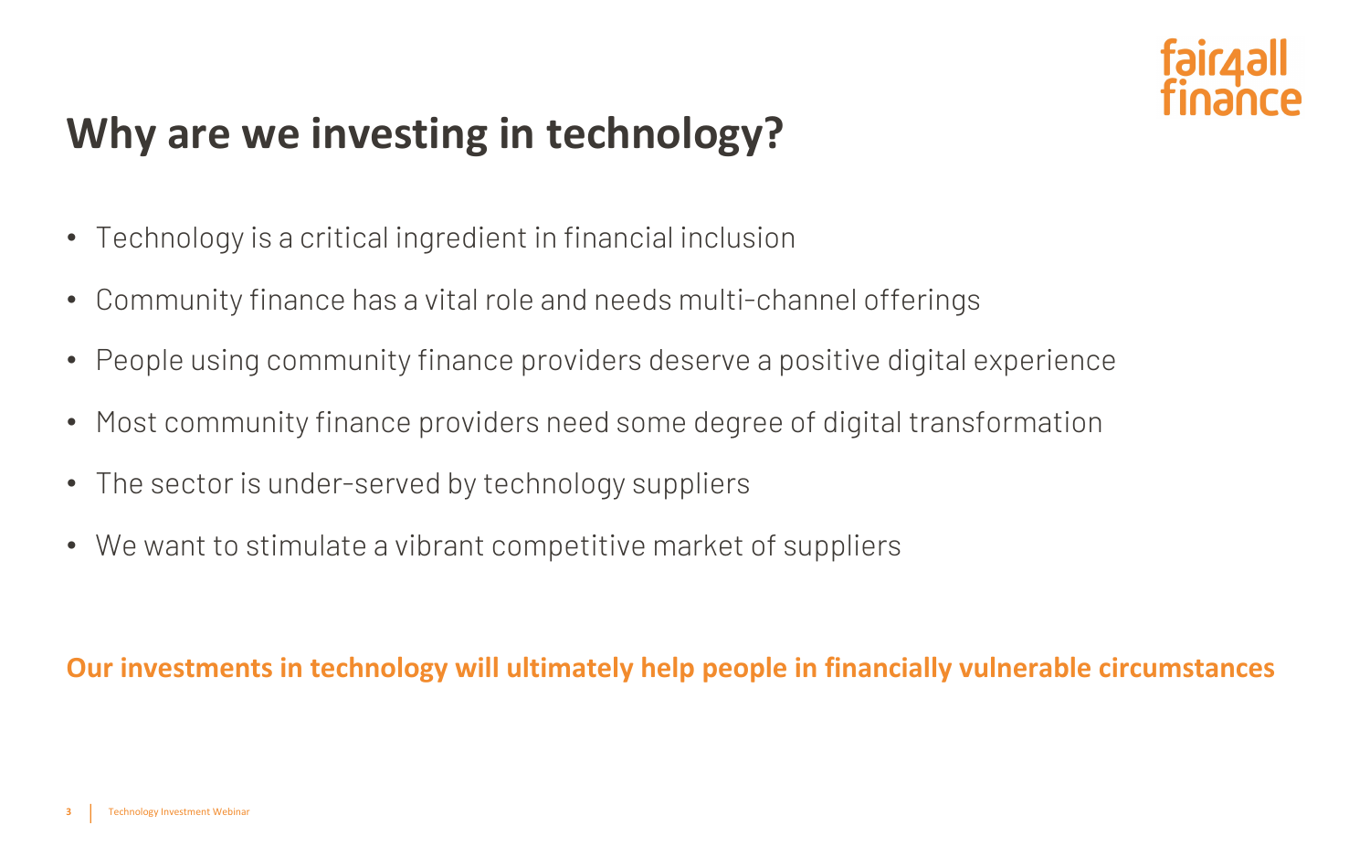# Why are we investing in technology?

- Technology is a critical ingredient in financial inclusion
- Community finance has a vital role and needs multi-channel offerings
- People using community finance providers deserve a positive digital experience
- Most community finance providers need some degree of digital transformation
- The sector is under-served by technology suppliers
- We want to stimulate a vibrant competitive market of suppliers

**Our investments in technology will ultimately help people in financially vulnerable circumstances**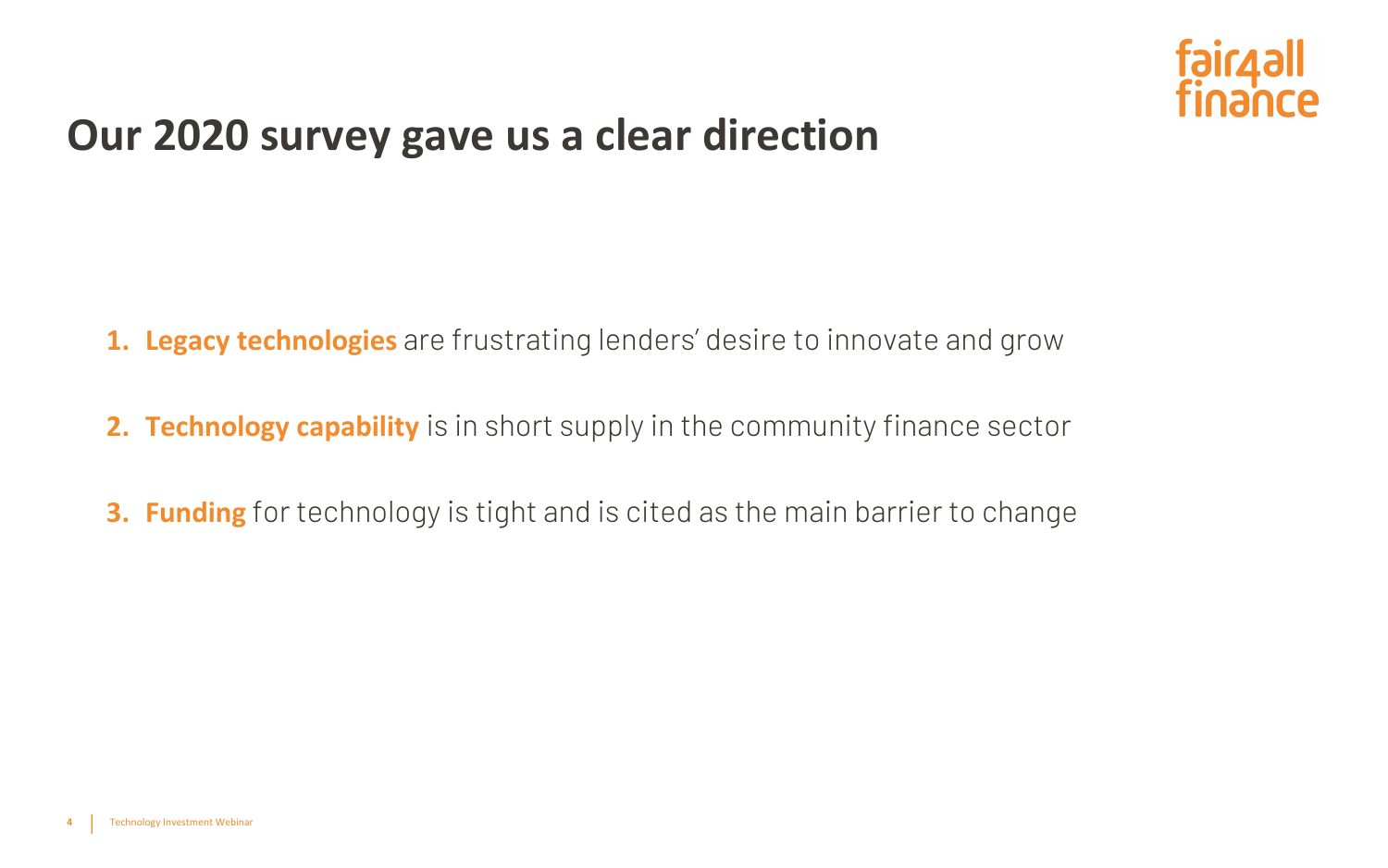# Our 2020 survey gave us a clear direction

1. **Legacy technologies** are frustrating lenders' desire to innovate and grow
2. **Technology capability** is in short supply in the community finance sector
3. **Funding** for technology is tight and is cited as the main barrier to change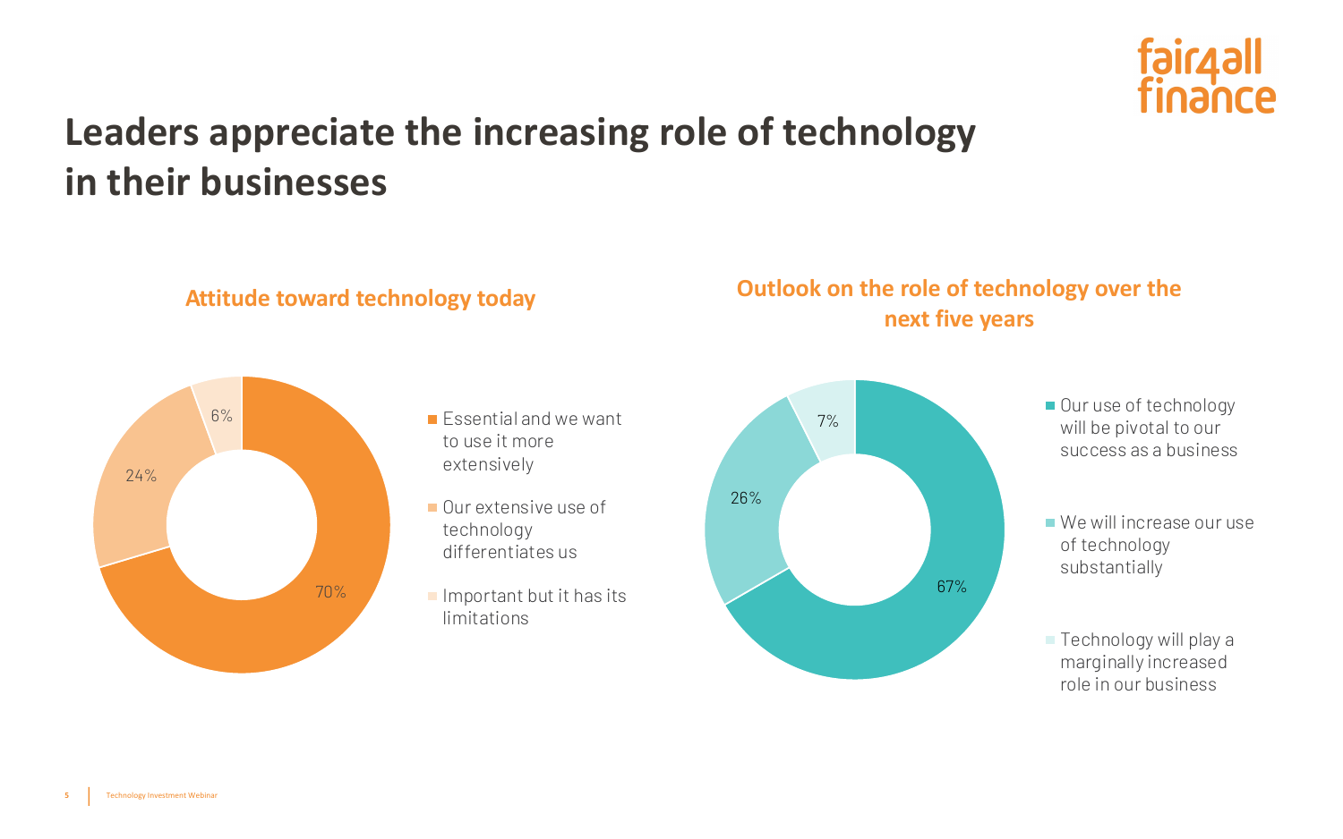# Leaders appreciate the increasing role of technology in their businesses

## Attitude toward technology today

| Response | Share |
| --- | --- |
| Essential and we want to use it more extensively | 70% |
| Our extensive use of technology differentiates us | 24% |
| Important but it has its limitations | 6% |

## Outlook on the role of technology over the next five years

| Response | Share |
| --- | --- |
| Our use of technology will be pivotal to our success as a business | 67% |
| We will increase our use of technology substantially | 26% |
| Technology will play a marginally increased role in our business | 7% |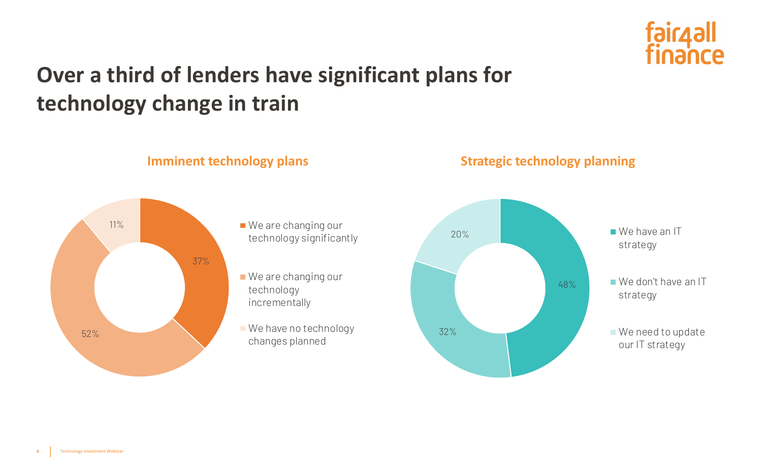# Over a third of lenders have significant plans for technology change in train

## Imminent technology plans

| Response | Share |
|---|---|
| We are changing our technology significantly | 37% |
| We are changing our technology incrementally | 52% |
| We have no technology changes planned | 11% |

## Strategic technology planning

| Response | Share |
|---|---|
| We have an IT strategy | 48% |
| We don't have an IT strategy | 32% |
| We need to update our IT strategy | 20% |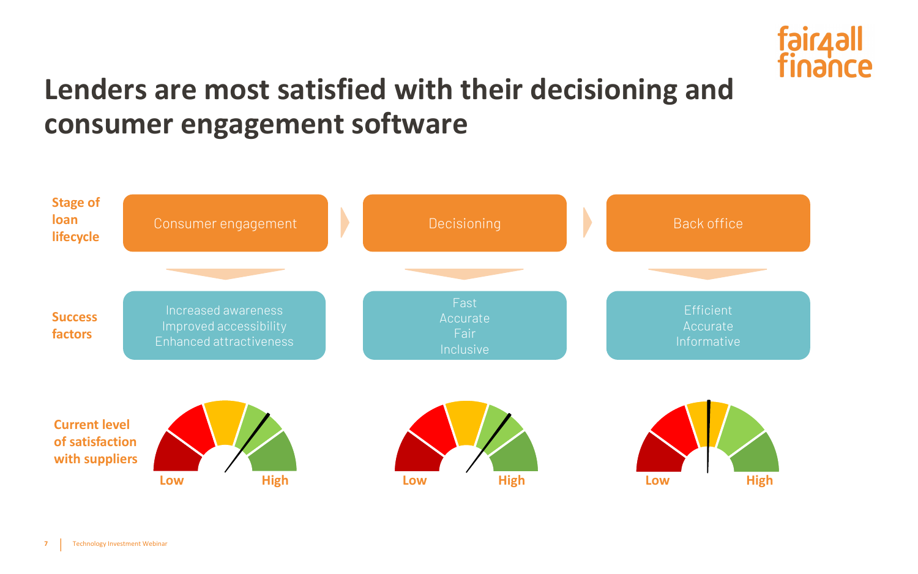# Lenders are most satisfied with their decisioning and consumer engagement software

| Stage of loan lifecycle | Consumer engagement | Decisioning | Back office |
| --- | --- | --- | --- |
| Success factors | Increased awareness<br>Improved accessibility<br>Enhanced attractiveness | Fast<br>Accurate<br>Fair<br>Inclusive | Efficient<br>Accurate<br>Informative |
| Current level of satisfaction with suppliers | Low – High | Low – High | Low – High |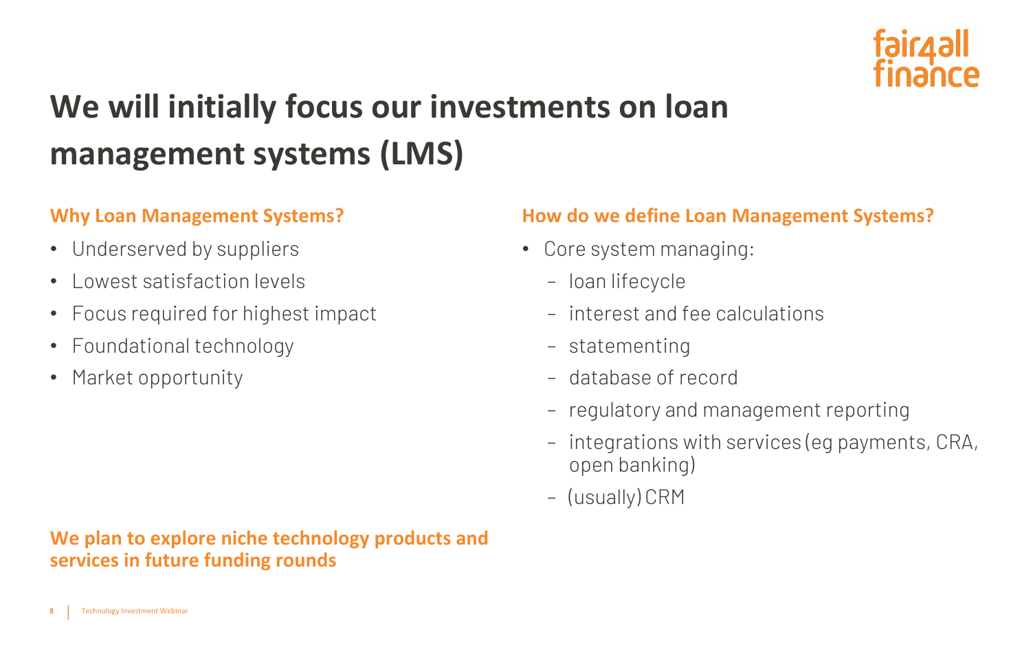# We will initially focus our investments on loan management systems (LMS)

## Why Loan Management Systems?

- Underserved by suppliers
- Lowest satisfaction levels
- Focus required for highest impact
- Foundational technology
- Market opportunity

## How do we define Loan Management Systems?

- Core system managing:
  - loan lifecycle
  - interest and fee calculations
  - statementing
  - database of record
  - regulatory and management reporting
  - integrations with services (eg payments, CRA, open banking)
  - (usually) CRM

**We plan to explore niche technology products and services in future funding rounds**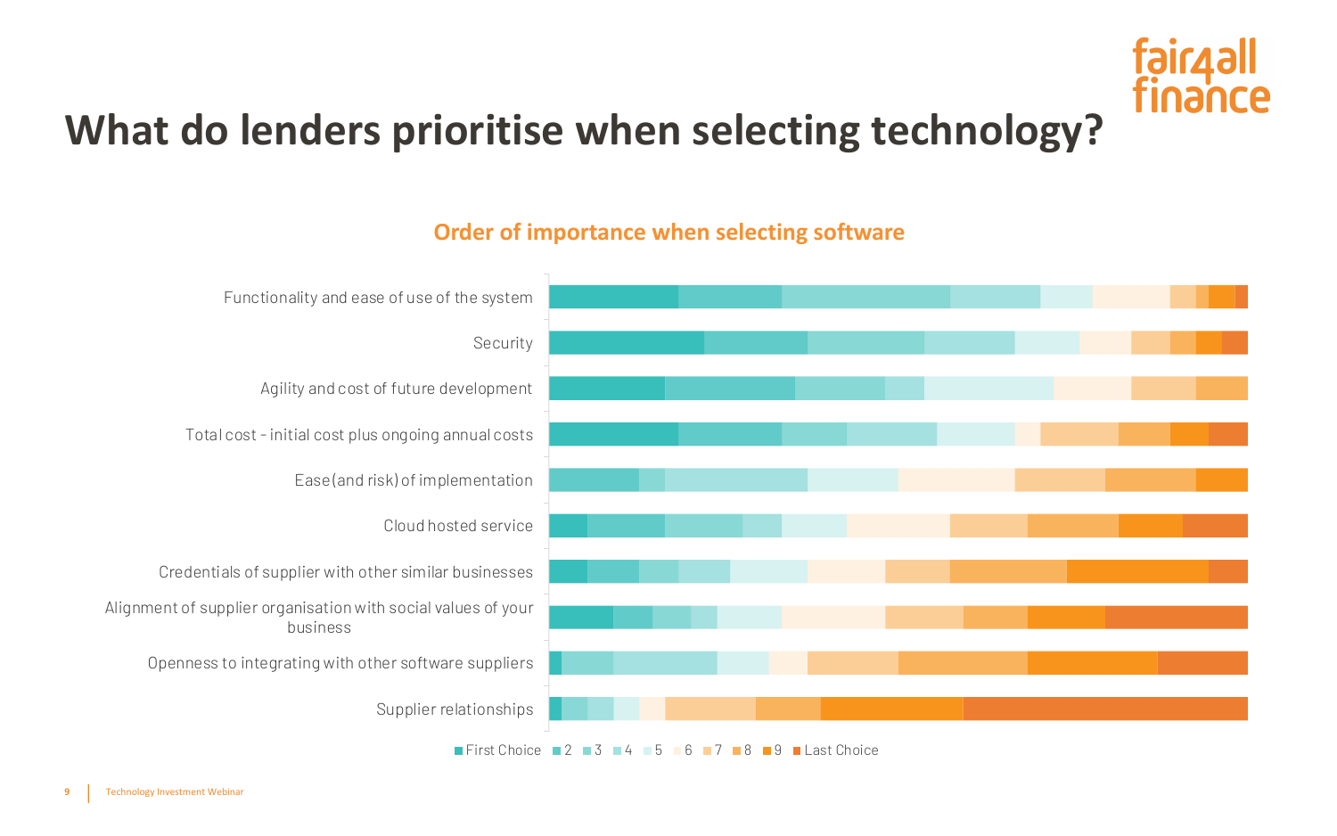# What do lenders prioritise when selecting technology?

## Order of importance when selecting software

- Functionality and ease of use of the system
- Security
- Agility and cost of future development
- Total cost - initial cost plus ongoing annual costs
- Ease (and risk) of implementation
- Cloud hosted service
- Credentials of supplier with other similar businesses
- Alignment of supplier organisation with social values of your business
- Openness to integrating with other software suppliers
- Supplier relationships

First Choice | 2 | 3 | 4 | 5 | 6 | 7 | 8 | 9 | Last Choice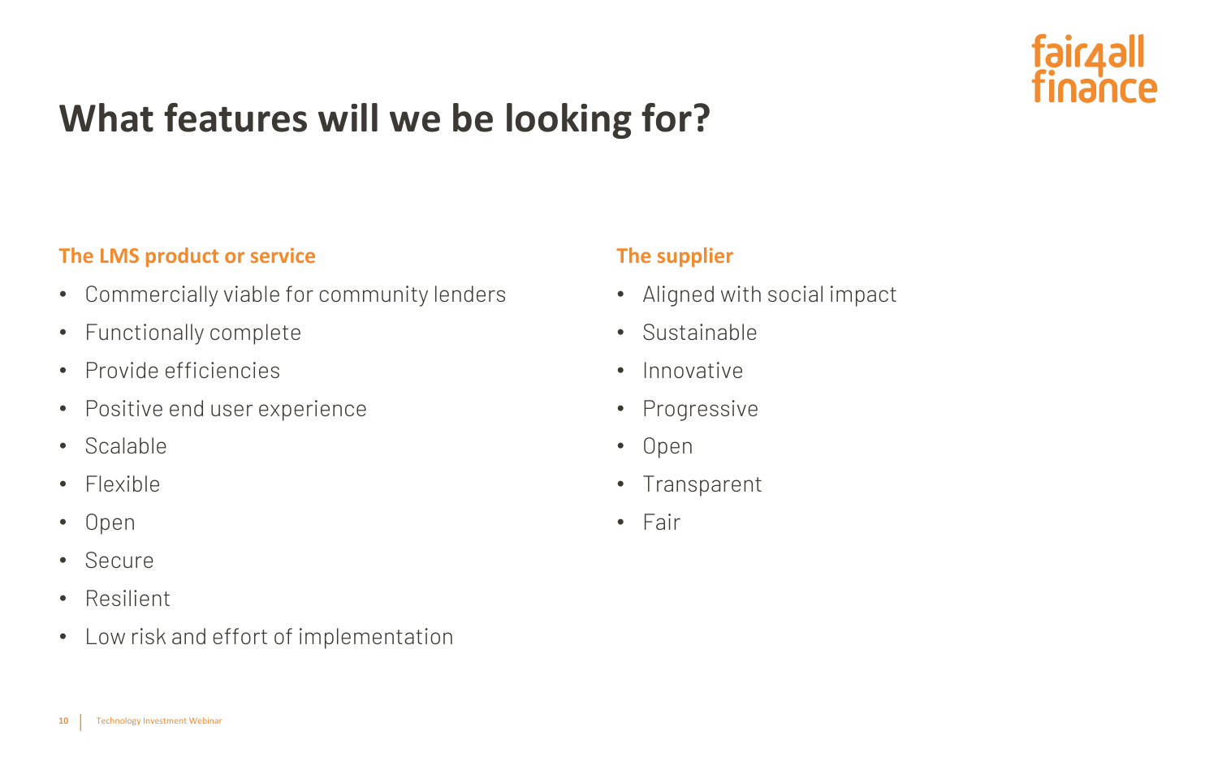# What features will we be looking for?

### The LMS product or service

- Commercially viable for community lenders
- Functionally complete
- Provide efficiencies
- Positive end user experience
- Scalable
- Flexible
- Open
- Secure
- Resilient
- Low risk and effort of implementation

### The supplier

- Aligned with social impact
- Sustainable
- Innovative
- Progressive
- Open
- Transparent
- Fair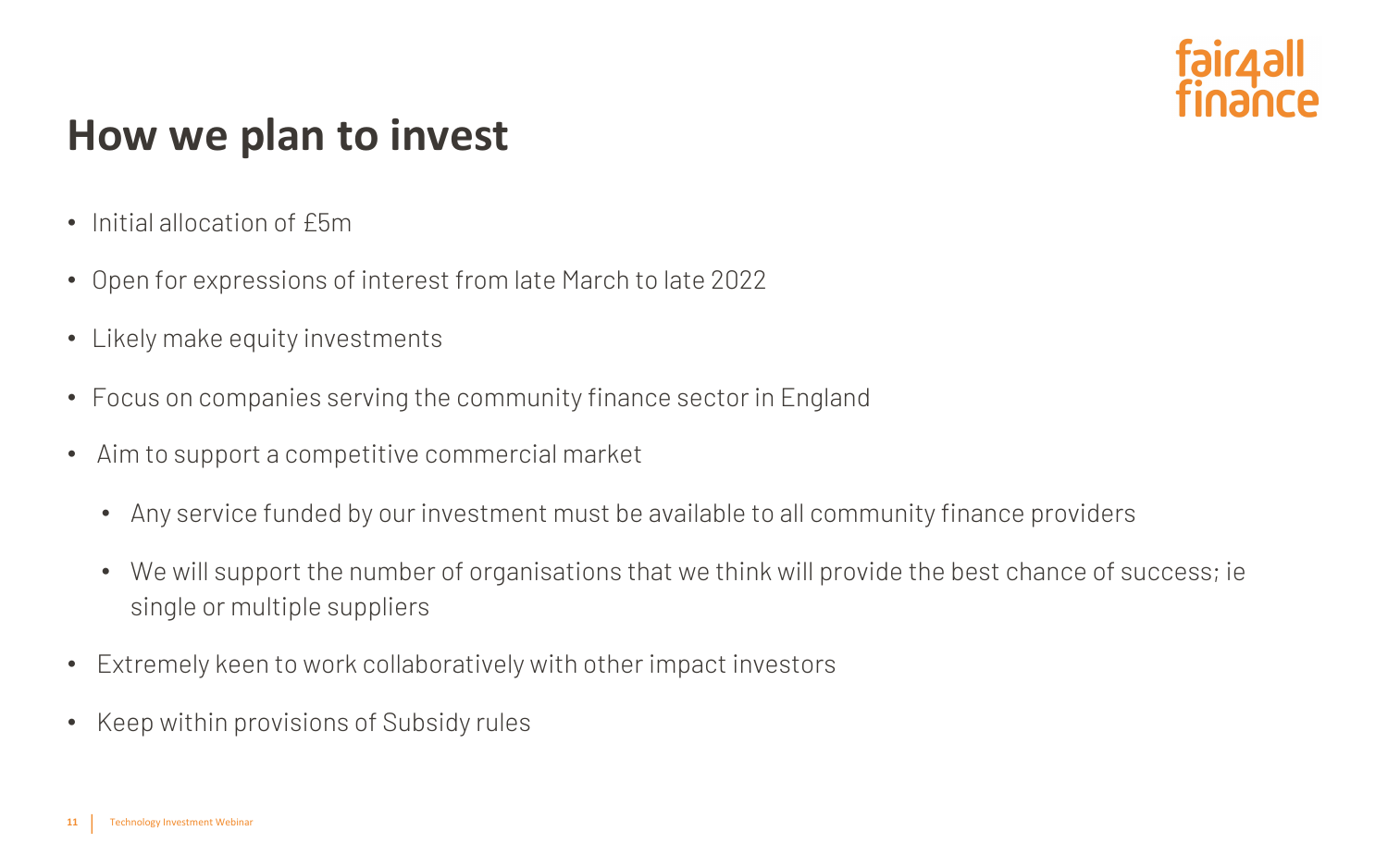# How we plan to invest

- Initial allocation of £5m
- Open for expressions of interest from late March to late 2022
- Likely make equity investments
- Focus on companies serving the community finance sector in England
- Aim to support a competitive commercial market
  - Any service funded by our investment must be available to all community finance providers
  - We will support the number of organisations that we think will provide the best chance of success; ie single or multiple suppliers
- Extremely keen to work collaboratively with other impact investors
- Keep within provisions of Subsidy rules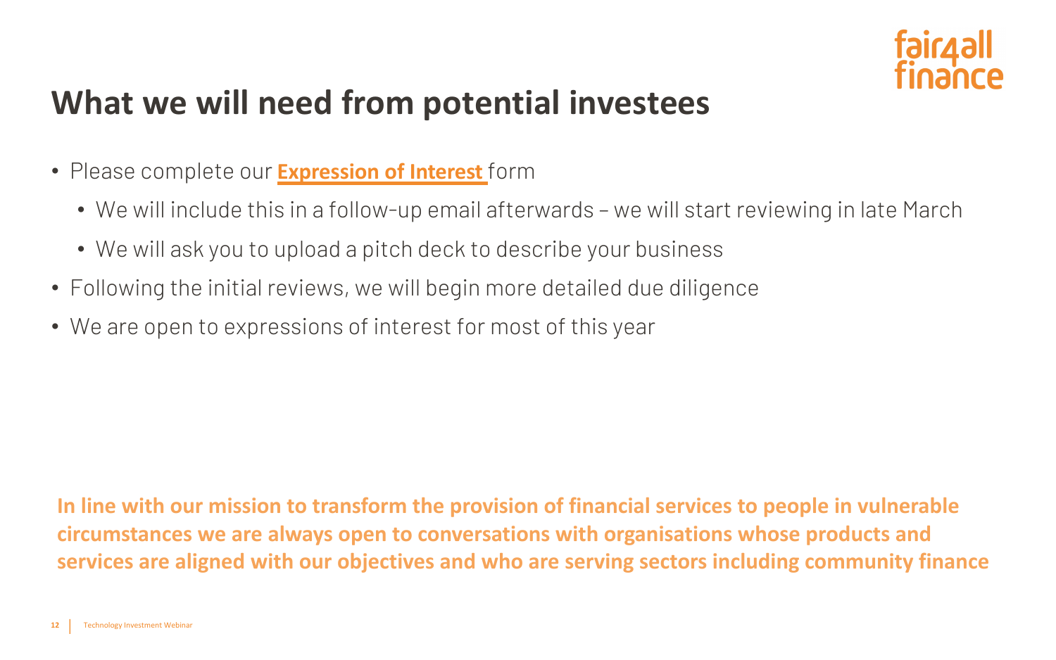# What we will need from potential investees

- Please complete our **Expression of Interest** form
  - We will include this in a follow-up email afterwards – we will start reviewing in late March
  - We will ask you to upload a pitch deck to describe your business
- Following the initial reviews, we will begin more detailed due diligence
- We are open to expressions of interest for most of this year

**In line with our mission to transform the provision of financial services to people in vulnerable circumstances we are always open to conversations with organisations whose products and services are aligned with our objectives and who are serving sectors including community finance**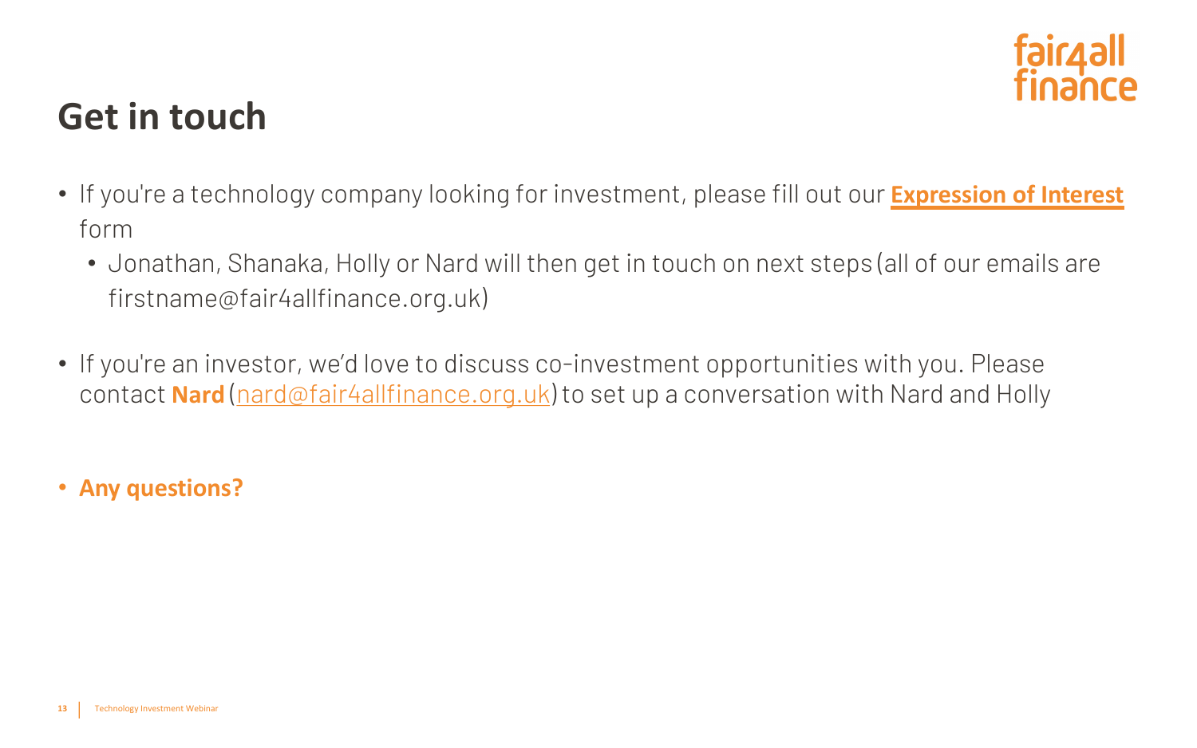# Get in touch

- If you're a technology company looking for investment, please fill out our **Expression of Interest** form
  - Jonathan, Shanaka, Holly or Nard will then get in touch on next steps (all of our emails are firstname@fair4allfinance.org.uk)
- If you're an investor, we'd love to discuss co-investment opportunities with you. Please contact **Nard** (nard@fair4allfinance.org.uk) to set up a conversation with Nard and Holly
- **Any questions?**